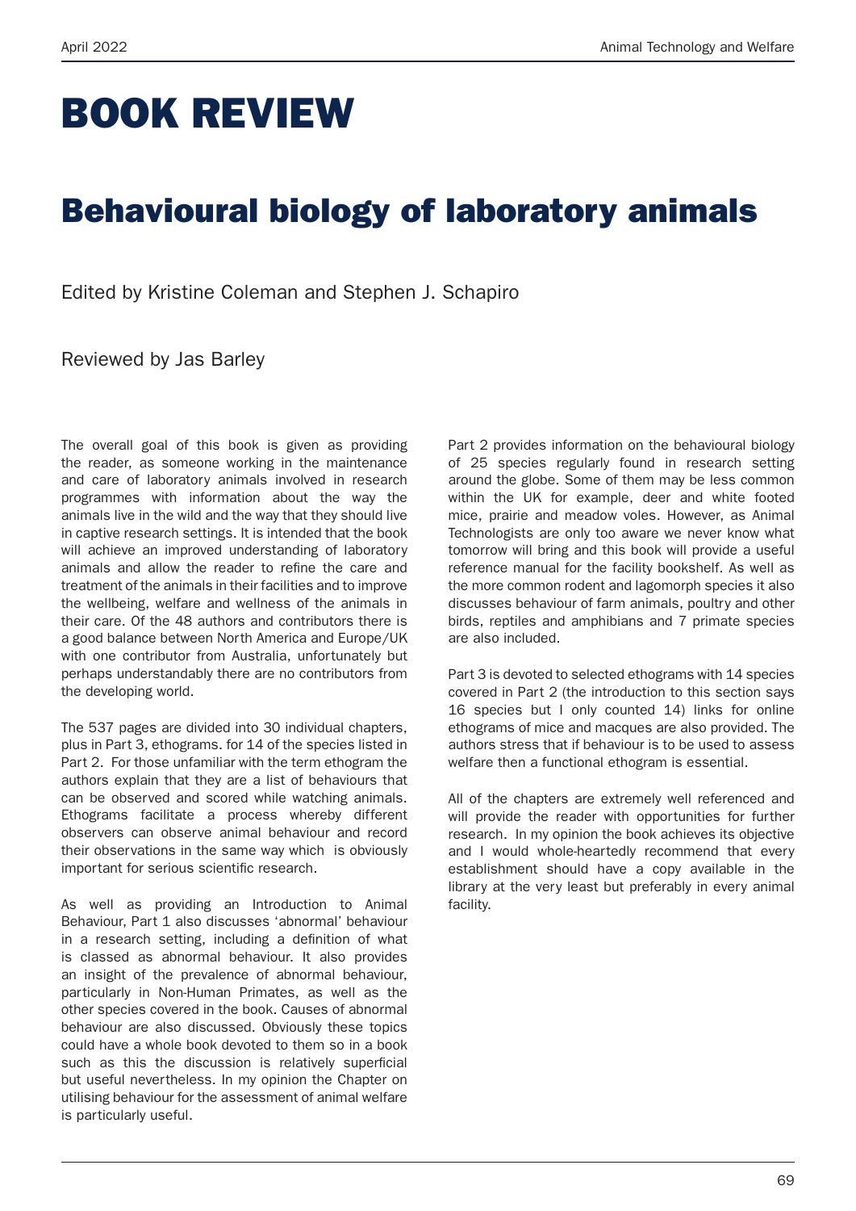# BOOK REVIEW

## Behavioural biology of laboratory animals

Edited by Kristine Coleman and Stephen J. Schapiro

Reviewed by Jas Barley

The overall goal of this book is given as providing the reader, as someone working in the maintenance and care of laboratory animals involved in research programmes with information about the way the animals live in the wild and the way that they should live in captive research settings. It is intended that the book will achieve an improved understanding of laboratory animals and allow the reader to refine the care and treatment of the animals in their facilities and to improve the wellbeing, welfare and wellness of the animals in their care. Of the 48 authors and contributors there is a good balance between North America and Europe/UK with one contributor from Australia, unfortunately but perhaps understandably there are no contributors from the developing world.

The 537 pages are divided into 30 individual chapters, plus in Part 3, ethograms. for 14 of the species listed in Part 2. For those unfamiliar with the term ethogram the authors explain that they are a list of behaviours that can be observed and scored while watching animals. Ethograms facilitate a process whereby different observers can observe animal behaviour and record their observations in the same way which is obviously important for serious scientific research.

As well as providing an Introduction to Animal Behaviour, Part 1 also discusses 'abnormal' behaviour in a research setting, including a definition of what is classed as abnormal behaviour. It also provides an insight of the prevalence of abnormal behaviour, particularly in Non-Human Primates, as well as the other species covered in the book. Causes of abnormal behaviour are also discussed. Obviously these topics could have a whole book devoted to them so in a book such as this the discussion is relatively superficial but useful nevertheless. In my opinion the Chapter on utilising behaviour for the assessment of animal welfare is particularly useful.

Part 2 provides information on the behavioural biology of 25 species regularly found in research setting around the globe. Some of them may be less common within the UK for example, deer and white footed mice, prairie and meadow voles. However, as Animal Technologists are only too aware we never know what tomorrow will bring and this book will provide a useful reference manual for the facility bookshelf. As well as the more common rodent and lagomorph species it also discusses behaviour of farm animals, poultry and other birds, reptiles and amphibians and 7 primate species are also included.

Part 3 is devoted to selected ethograms with 14 species covered in Part 2 (the introduction to this section says 16 species but I only counted 14) links for online ethograms of mice and macques are also provided. The authors stress that if behaviour is to be used to assess welfare then a functional ethogram is essential.

All of the chapters are extremely well referenced and will provide the reader with opportunities for further research. In my opinion the book achieves its objective and I would whole-heartedly recommend that every establishment should have a copy available in the library at the very least but preferably in every animal facility.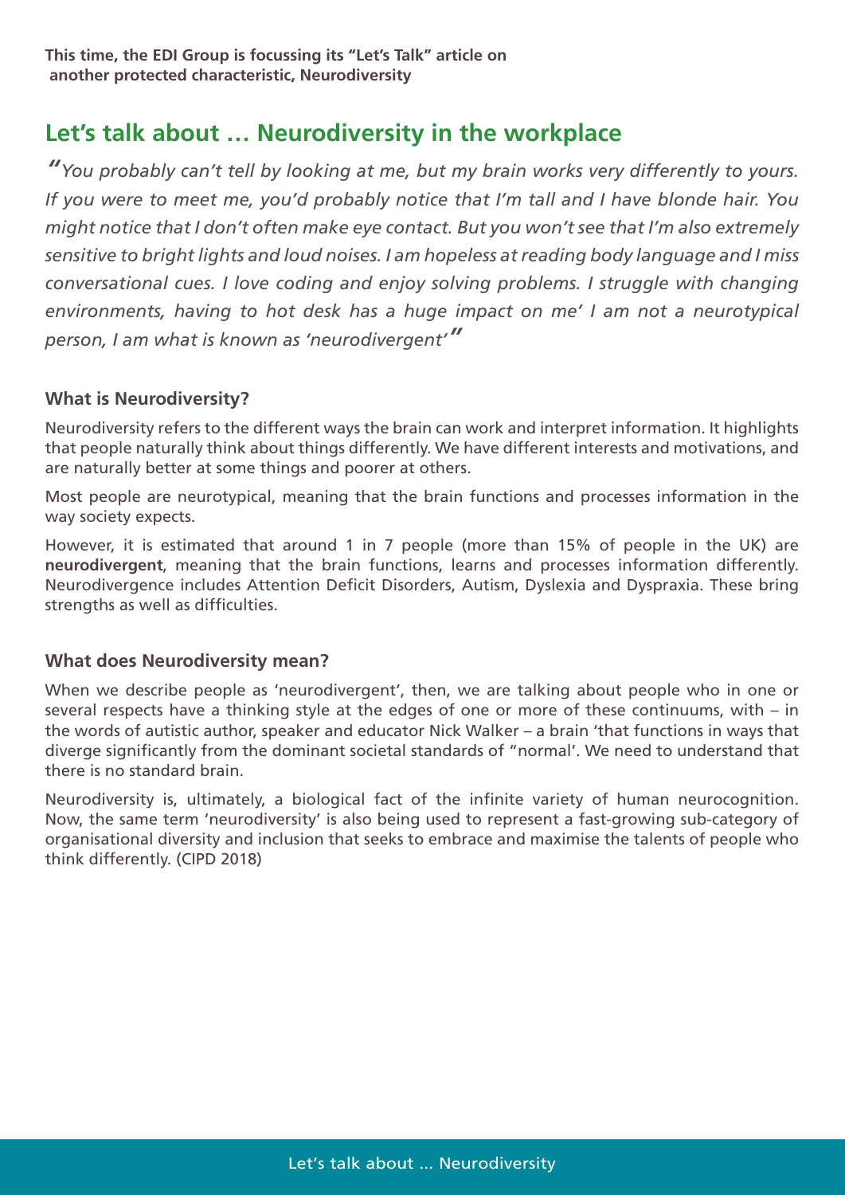**This time, the EDI Group is focussing its "Let's Talk" article on another protected characteristic, Neurodiversity**

## Let's talk about … Neurodiversity in the workplace

*"You probably can't tell by looking at me, but my brain works very differently to yours. If you were to meet me, you'd probably notice that I'm tall and I have blonde hair. You might notice that I don't often make eye contact. But you won't see that I'm also extremely sensitive to bright lights and loud noises. I am hopeless at reading body language and I miss conversational cues. I love coding and enjoy solving problems. I struggle with changing environments, having to hot desk has a huge impact on me' I am not a neurotypical person, I am what is known as 'neurodivergent'"*

### What is Neurodiversity?

Neurodiversity refers to the different ways the brain can work and interpret information. It highlights that people naturally think about things differently. We have different interests and motivations, and are naturally better at some things and poorer at others.

Most people are neurotypical, meaning that the brain functions and processes information in the way society expects.

However, it is estimated that around 1 in 7 people (more than 15% of people in the UK) are **neurodivergent**, meaning that the brain functions, learns and processes information differently. Neurodivergence includes Attention Deficit Disorders, Autism, Dyslexia and Dyspraxia. These bring strengths as well as difficulties.

### What does Neurodiversity mean?

When we describe people as 'neurodivergent', then, we are talking about people who in one or several respects have a thinking style at the edges of one or more of these continuums, with – in the words of autistic author, speaker and educator Nick Walker – a brain 'that functions in ways that diverge significantly from the dominant societal standards of "normal'. We need to understand that there is no standard brain.

Neurodiversity is, ultimately, a biological fact of the infinite variety of human neurocognition. Now, the same term 'neurodiversity' is also being used to represent a fast-growing sub-category of organisational diversity and inclusion that seeks to embrace and maximise the talents of people who think differently. (CIPD 2018)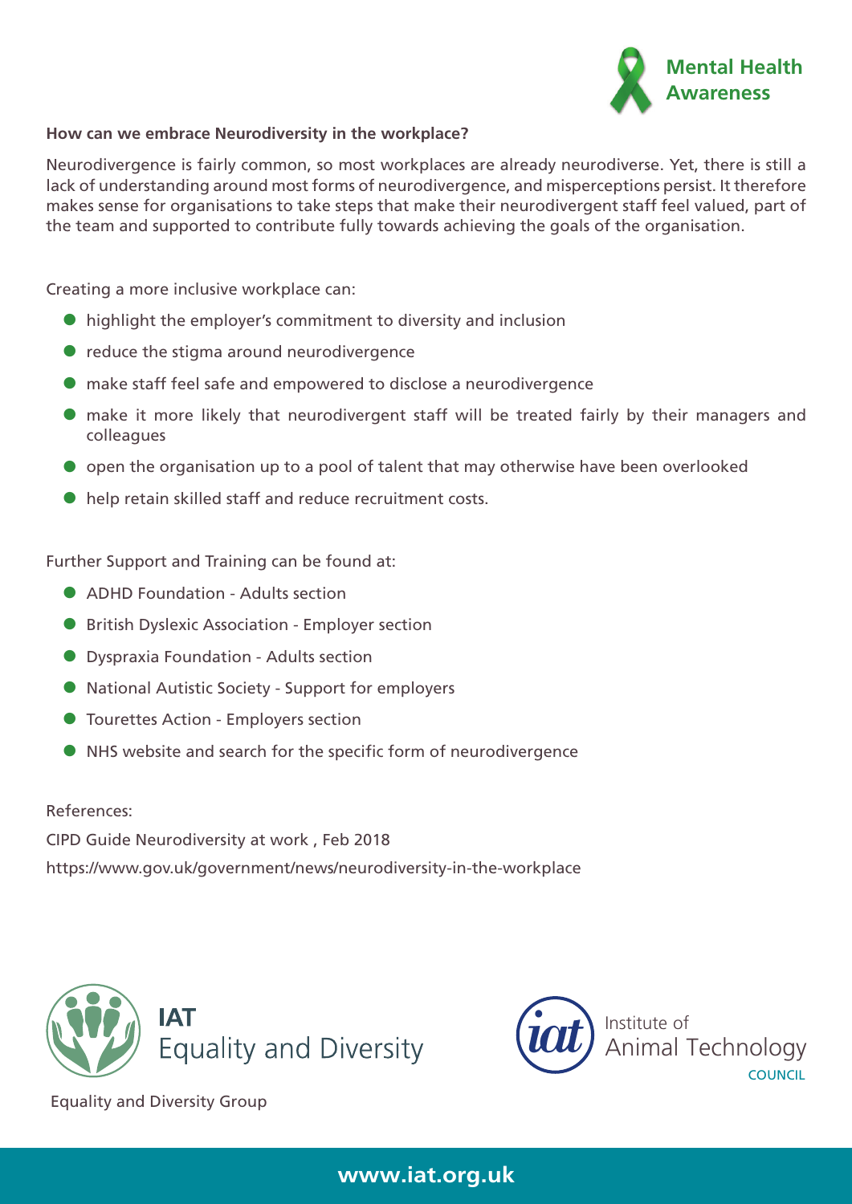Mental Health Awareness

### How can we embrace Neurodiversity in the workplace?

Neurodivergence is fairly common, so most workplaces are already neurodiverse. Yet, there is still a lack of understanding around most forms of neurodivergence, and misperceptions persist. It therefore makes sense for organisations to take steps that make their neurodivergent staff feel valued, part of the team and supported to contribute fully towards achieving the goals of the organisation.

Creating a more inclusive workplace can:

- highlight the employer's commitment to diversity and inclusion
- reduce the stigma around neurodivergence
- make staff feel safe and empowered to disclose a neurodivergence
- make it more likely that neurodivergent staff will be treated fairly by their managers and colleagues
- open the organisation up to a pool of talent that may otherwise have been overlooked
- help retain skilled staff and reduce recruitment costs.

Further Support and Training can be found at:

- ADHD Foundation - Adults section
- British Dyslexic Association - Employer section
- Dyspraxia Foundation - Adults section
- National Autistic Society - Support for employers
- Tourettes Action - Employers section
- NHS website and search for the specific form of neurodivergence

References:

CIPD Guide Neurodiversity at work , Feb 2018

https://www.gov.uk/government/news/neurodiversity-in-the-workplace

IAT Equality and Diversity

Equality and Diversity Group

Institute of Animal Technology COUNCIL

www.iat.org.uk